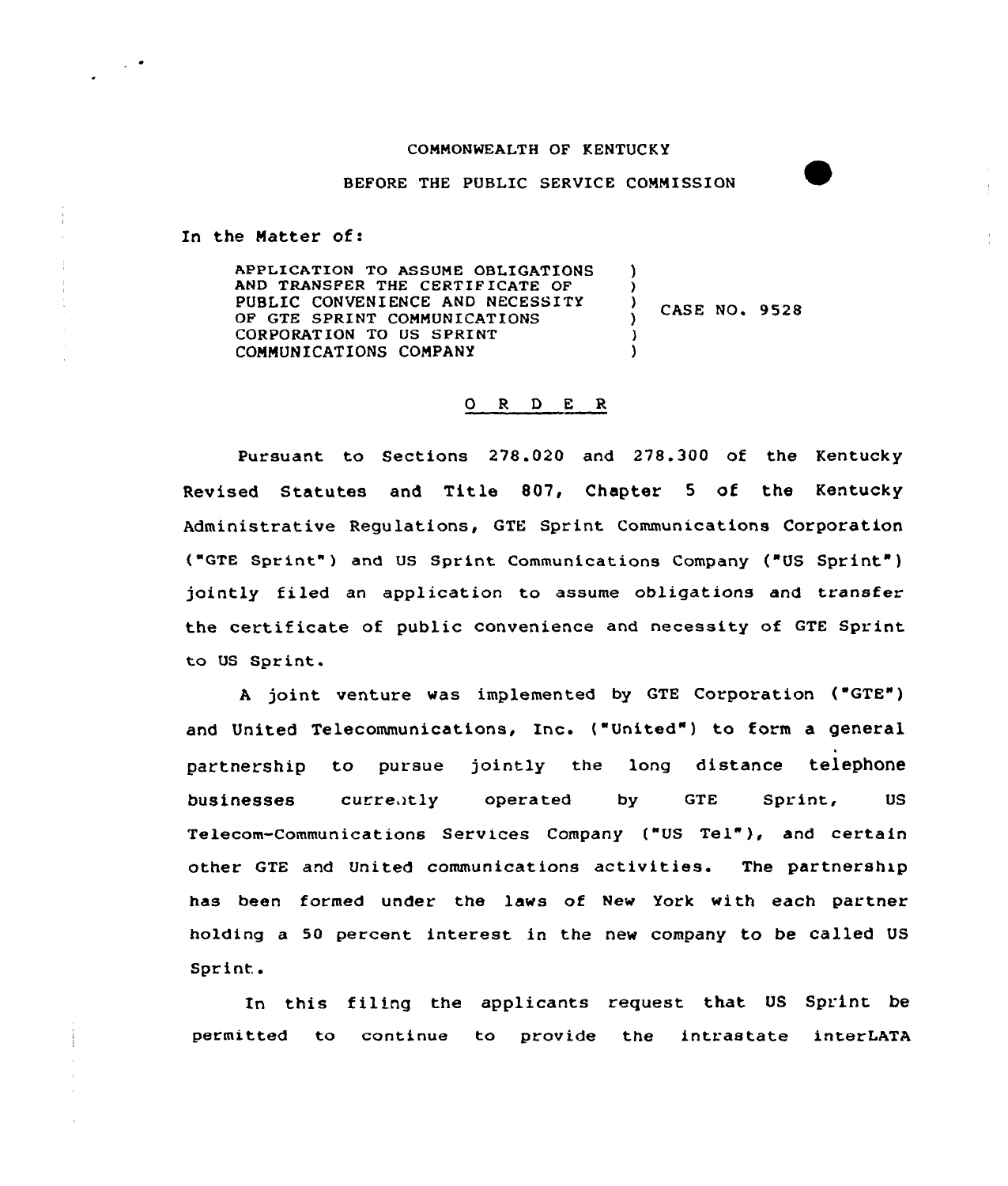COMMONWEALTH OF KENTUCKY

BEFORE THE PUBLIC SERVICE COMMISSION

In the Matter of:

APPLICATION TO ASSUME OBLIGATIONS AND TRANSFER THE CERTIFICATE OF PUBLIC CONVENIENCE AND NECESSITY OF GTE SPRINT COMMUNICATIONS CORPORATION TO US SPRINT COMMUNICATIONS COMPANY ) CASE NO. 9528

## O R D E R

Pursuant to Sections 278.020 and 278.300 of the Kentucky Revised Statutes and Title 807, Chapter 5 of the Kentucky Administrative Regulations, GTE Sprint Communications Corporation ("GTE Sprint") and US Sprint Communications Company ("US Sprint") jointly filed an application to assume obligations and transfer the certificate of public convenience and necessity of GTE Sprint to US Sprint.

A joint venture was implemented by GTE Corporation ("GTE") and United Telecommunications, Inc. ("United") to form a general partnership to pursue jointly the long distance telephone businesses currently operated by GTE Sprint, US Telecom-Communications Services Company ("US Tel"), and certain other GTE and United communications activities. The partnership has been formed under the laws of New York with each partner holding a 50 percent interest in the new company to be called US Sprint.

In this filing the applicants request that US Sprint be permitted to continue to provide the intrastate interLATA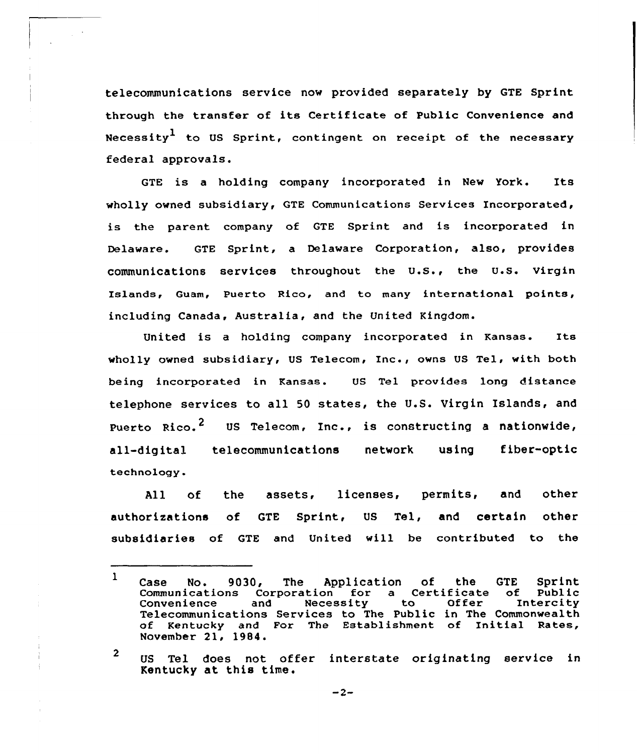telecommunications service now provided separately by GTE Sprint through the transfer of its Certificate of Public Convenience and Necessity[1] to US Sprint, contingent on receipt of the necessary federal approvals.

GTE is a holding company incorporated in New York. Its wholly owned subsidiary, GTE Communications Services Incorporated, is the parent company of GTE Sprint and is incorporated in Delaware. GTE Sprint, a Delaware Corporation, also, provides communications services throughout the U.S., the U.S. Virgin Islands, Guam, Puerto Rico, and to many international points, including Canada, Australia, and the United Kingdom.

United is a holding company incorporated in Kansas. Its wholly owned subsidiary, US Telecom, Inc., owns US Tel, with both being incorporated in Kansas. US Tel provides long distance telephone services to all 50 states, the U.S. Virgin Islands, and Puerto Rico.[2] US Telecom, Inc., is constructing a nationwide, all-digital telecommunications network using fiber-optic technology.

All of the assets, licenses, permits, and other authorizations of GTE Sprint, US Tel, and certain other subsidiaries of GTE and United will be contributed to the

---

[1] Case No. 9030, The Application of the GTE Sprint Communications Corporation for a Certificate of Public Convenience and Necessity to Offer Intercity Telecommunications Services to The Public in The Commonwealth of Kentucky and For The Establishment of Initial Rates, November 21, 1984.

[2] US Tel does not offer interstate originating service in Kentucky at this time.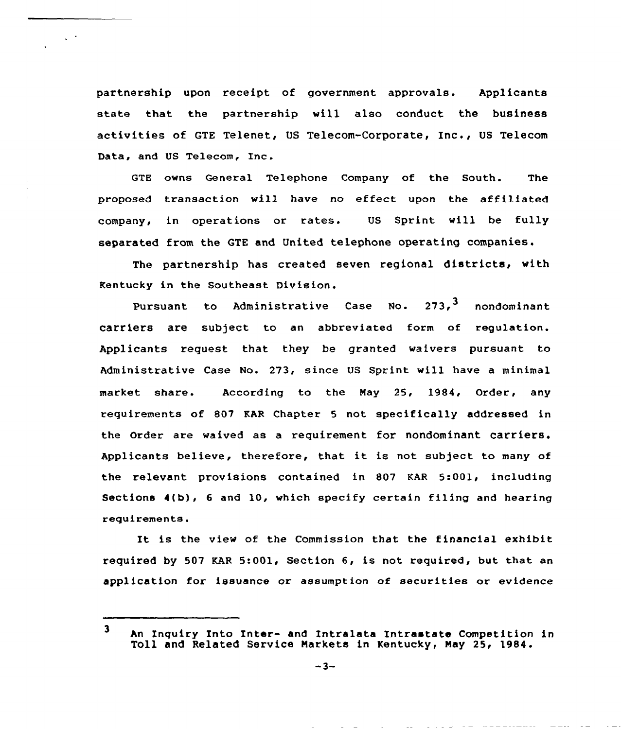partnership upon receipt of government approvals. Applicants state that the partnership will also conduct the business activities of GTE Telenet, US Telecom-Corporate, Inc., US Telecom Data, and US Telecom, Inc.

GTE owns General Telephone Company of the South. The proposed transaction will have no effect upon the affiliated company, in operations or rates. US Sprint will be fully separated from the GTE and United telephone operating companies.

The partnership has created seven regional districts, with Kentucky in the Southeast Division.

Pursuant to Administrative Case No. 273,[3] nondominant carriers are subject to an abbreviated form of regulation. Applicants request that they be granted waivers pursuant to Administrative Case No. 273, since US Sprint will have a minimal market share. According to the May 25, 1984, Order, any requirements of 807 KAR Chapter 5 not specifically addressed in the Order are waived as a requirement for nondominant carriers. Applicants believe, therefore, that it is not subject to many of the relevant provisions contained in 807 KAR 5:001, including Sections 4(b), 6 and 10, which specify certain filing and hearing requirements.

It is the view of the Commission that the financial exhibit required by 507 KAR 5:001, Section 6, is not required, but that an application for issuance or assumption of securities or evidence

---

[3] An Inquiry Into Inter- and Intralata Intrastate Competition in Toll and Related Service Markets in Kentucky, May 25, 1984.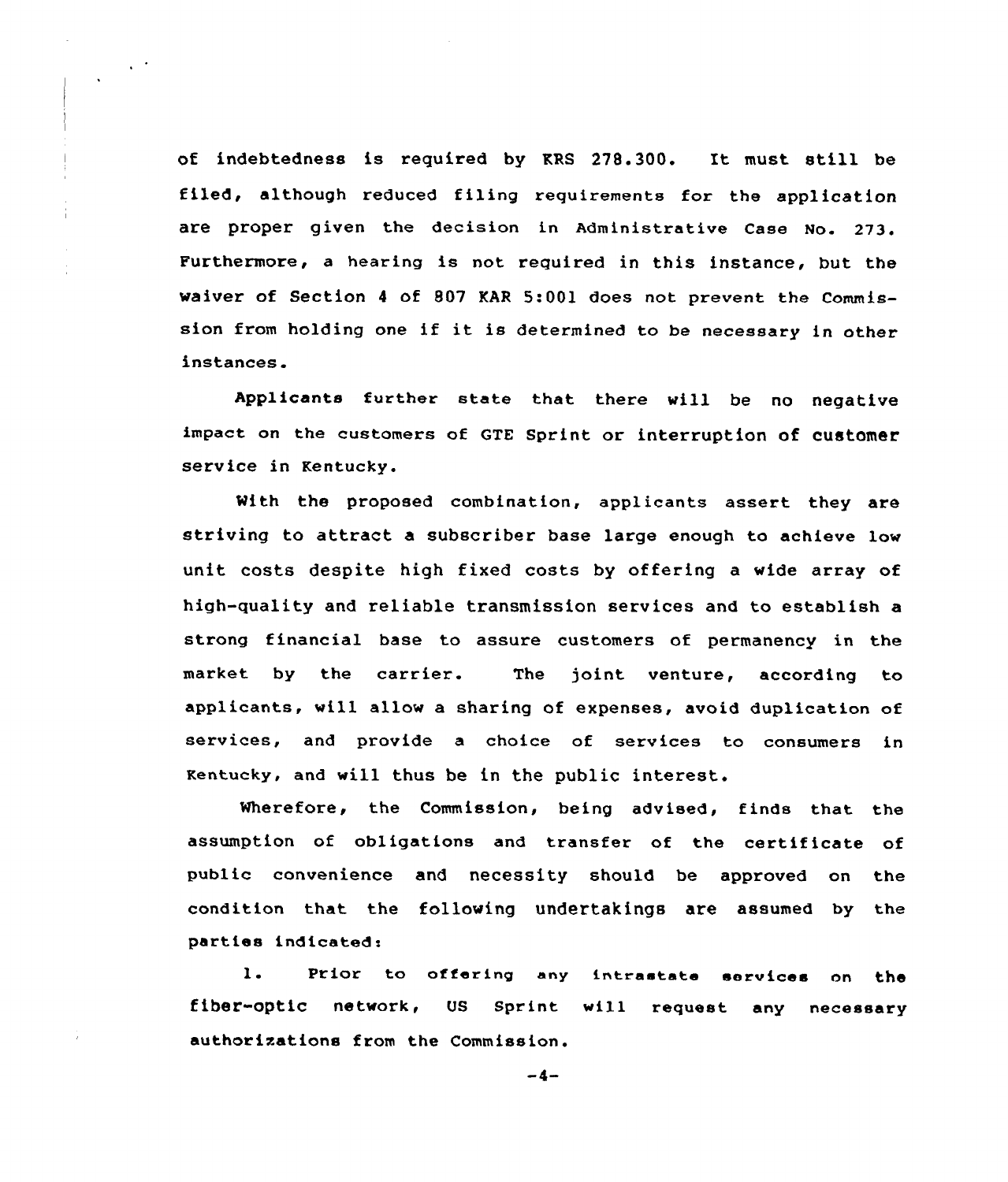of indebtedness is required by KRS 278.300. It must still be filed, although reduced filing requirements for the application are proper given the decision in Administrative Case No. 273. Furthermore, a hearing is not required in this instance, but the waiver of Section 4 of 807 KAR 5:001 does not prevent the Commission from holding one if it is determined to be necessary in other instances.

Applicants further state that there will be no negative impact on the customers of GTE Sprint or interruption of customer service in Kentucky.

With the proposed combination, applicants assert they are striving to attract a subscriber base large enough to achieve low unit costs despite high fixed costs by offering a wide array of high-quality and reliable transmission services and to establish a strong financial base to assure customers of permanency in the market by the carrier. The joint venture, according to applicants, will allow a sharing of expenses, avoid duplication of services, and provide a choice of services to consumers in Kentucky, and will thus be in the public interest.

Wherefore, the Commission, being advised, finds that the assumption of obligations and transfer of the certificate of public convenience and necessity should be approved on the condition that the following undertakings are assumed by the parties indicated:

1. Prior to offering any intrastate services on the fiber-optic network, US Sprint will request any necessary authorizations from the Commission.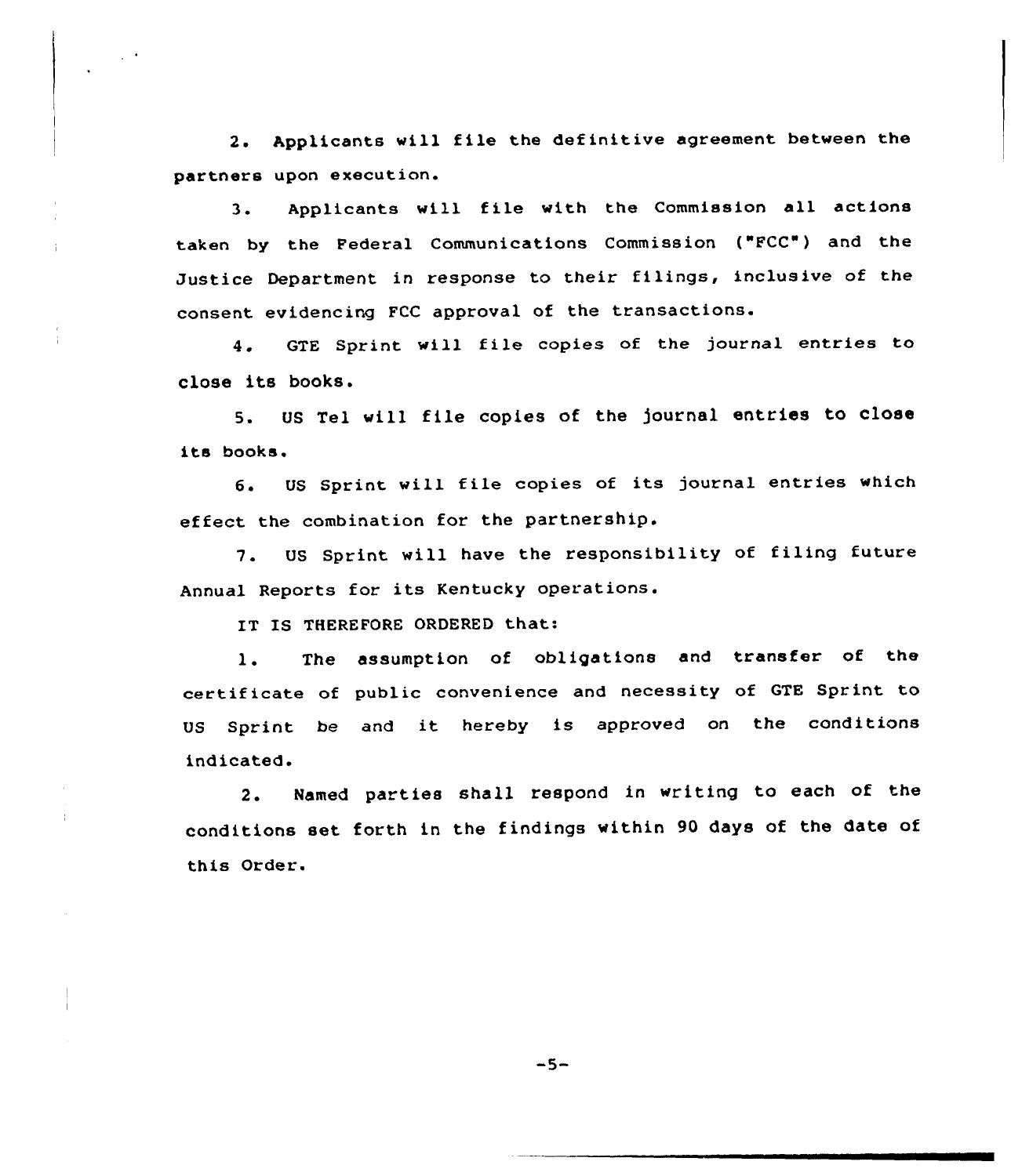2. Applicants will file the definitive agreement between the partners upon execution.

3. Applicants will file with the Commission all actions taken by the Federal Communications Commission ("FCC") and the Justice Department in response to their filings, inclusive of the consent evidencing FCC approval of the transactions.

4. GTE Sprint will file copies of the journal entries to close its books.

5. US Tel will file copies of the journal entries to close its books.

6. US Sprint will file copies of its journal entries which effect the combination for the partnership.

7. US Sprint will have the responsibility of filing future Annual Reports for its Kentucky operations.

IT IS THEREFORE ORDERED that:

1. The assumption of obligations and transfer of the certificate of public convenience and necessity of GTE Sprint to US Sprint be and it hereby is approved on the conditions indicated.

2. Named parties shall respond in writing to each of the conditions set forth in the findings within 90 days of the date of this Order.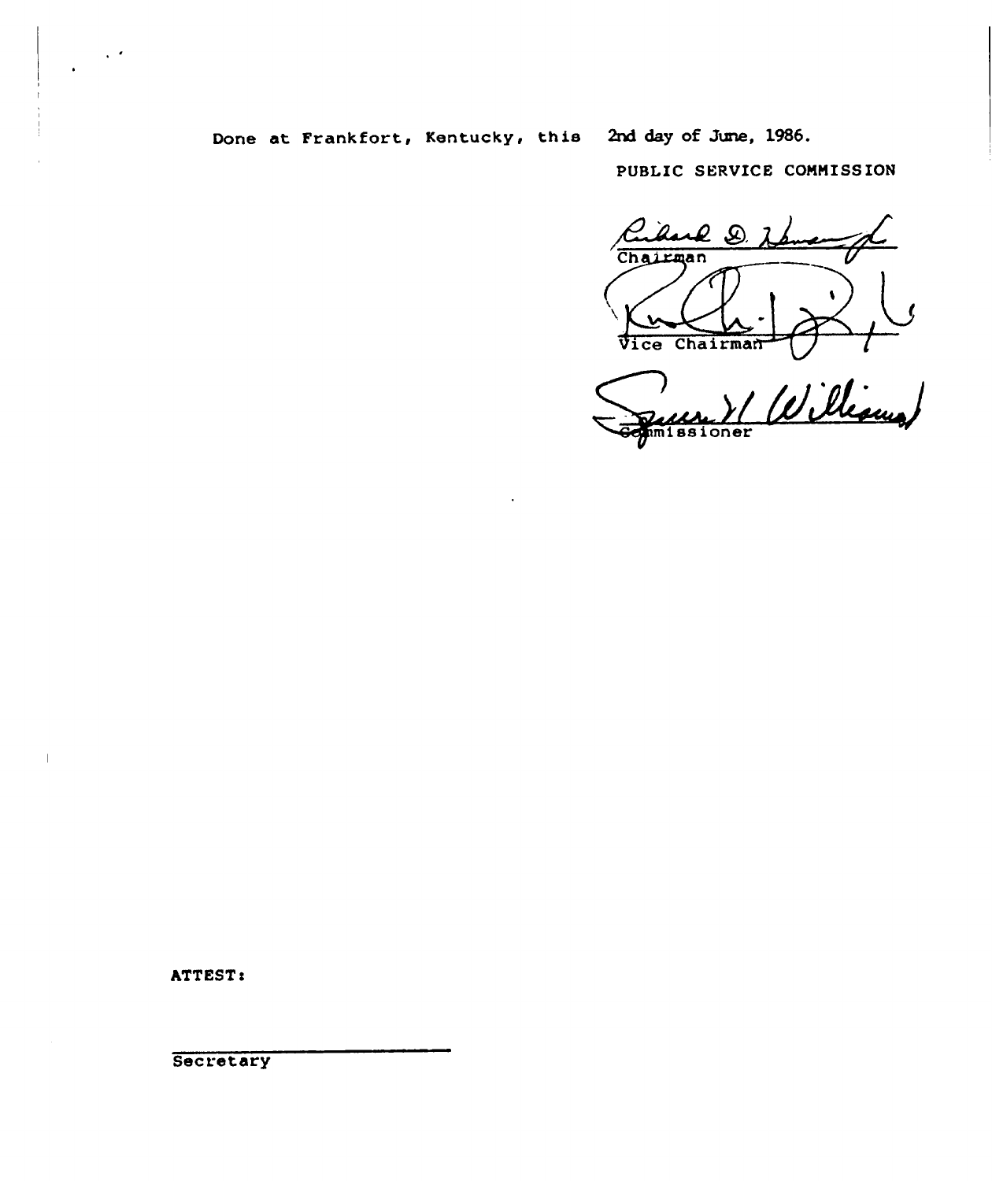Done at Frankfort, Kentucky, this 2nd day of June, 1986.

PUBLIC SERVICE COMMISSION

Chairman

Vice Chairman

Commissioner

ATTEST:

Secretary